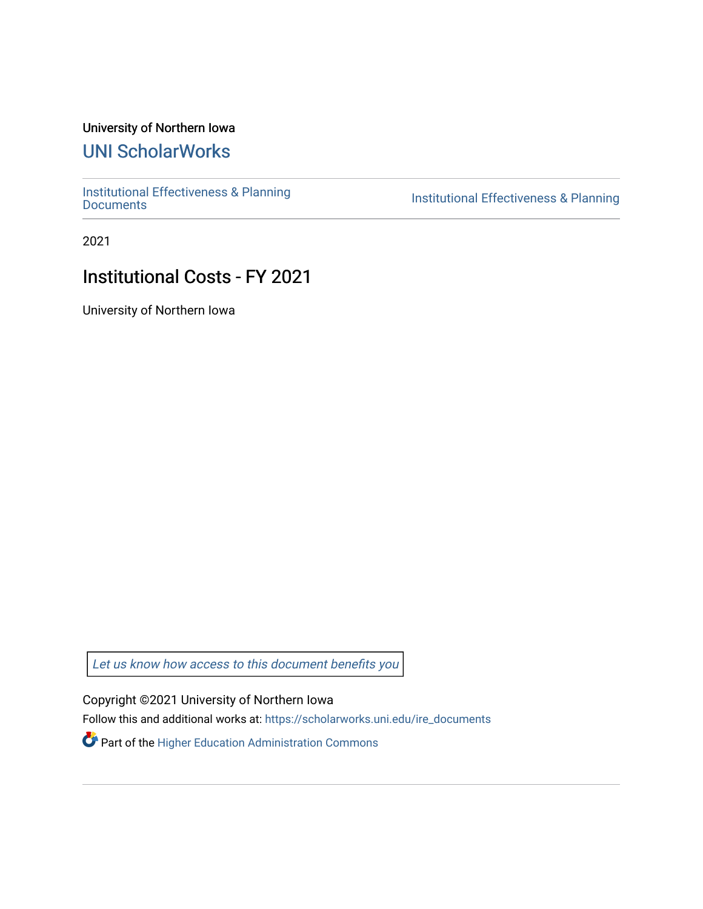University of Northern Iowa

# UNI ScholarWorks

Institutional Effectiveness & Planning Documents | Institutional Effectiveness & Planning

2021

## Institutional Costs - FY 2021

University of Northern Iowa

*Let us know how access to this document benefits you*

Copyright ©2021 University of Northern Iowa

Follow this and additional works at: https://scholarworks.uni.edu/ire_documents

Part of the Higher Education Administration Commons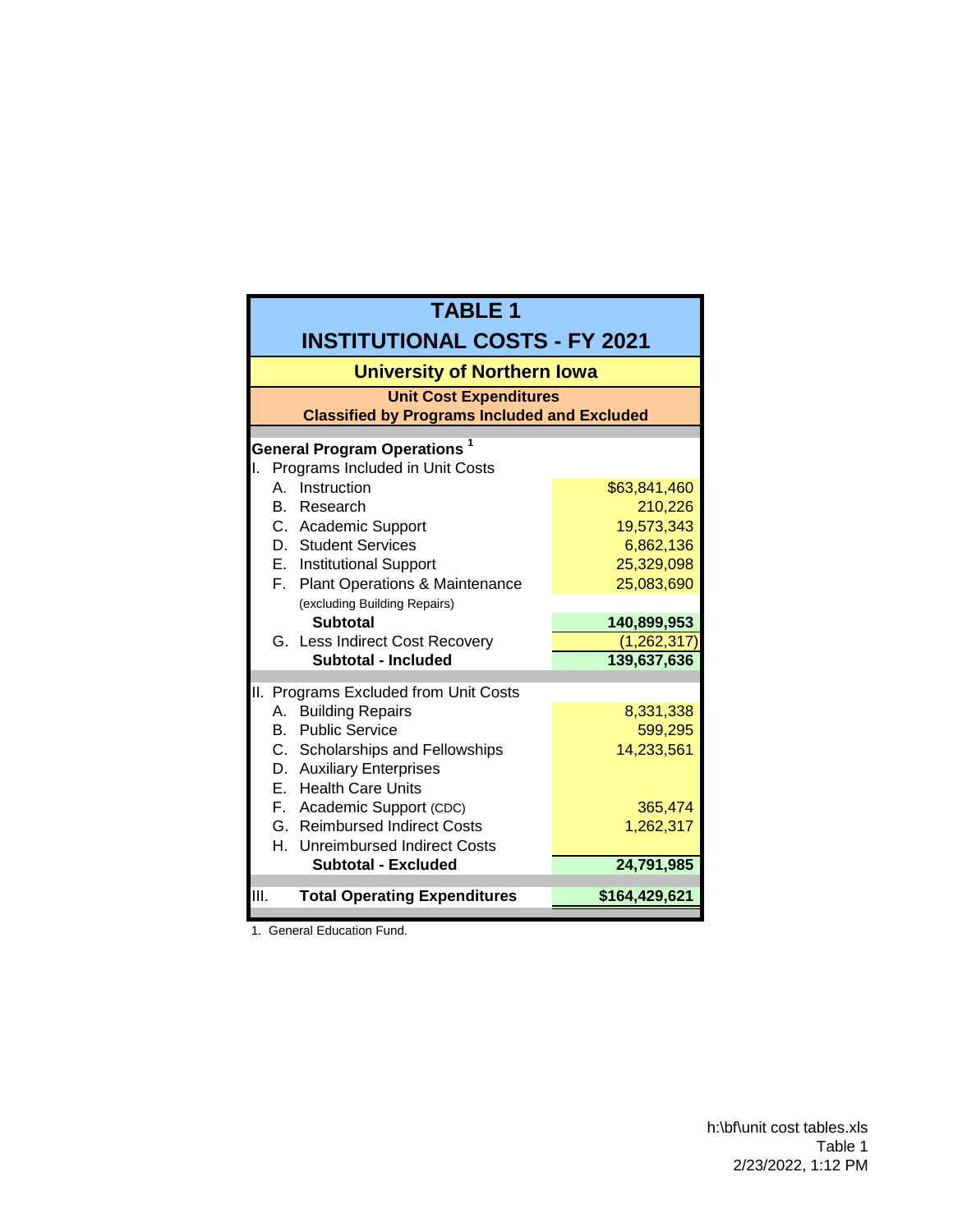# TABLE 1

# INSTITUTIONAL COSTS - FY 2021

## University of Northern Iowa

### Unit Cost Expenditures
### Classified by Programs Included and Excluded

| | |
|---|---|
| **General Program Operations** [1] | |
| I. Programs Included in Unit Costs | |
| A. Instruction | $63,841,460 |
| B. Research | 210,226 |
| C. Academic Support | 19,573,343 |
| D. Student Services | 6,862,136 |
| E. Institutional Support | 25,329,098 |
| F. Plant Operations & Maintenance (excluding Building Repairs) | 25,083,690 |
| **Subtotal** | **140,899,953** |
| G. Less Indirect Cost Recovery | (1,262,317) |
| **Subtotal - Included** | **139,637,636** |
| II. Programs Excluded from Unit Costs | |
| A. Building Repairs | 8,331,338 |
| B. Public Service | 599,295 |
| C. Scholarships and Fellowships | 14,233,561 |
| D. Auxiliary Enterprises | |
| E. Health Care Units | |
| F. Academic Support (CDC) | 365,474 |
| G. Reimbursed Indirect Costs | 1,262,317 |
| H. Unreimbursed Indirect Costs | |
| **Subtotal - Excluded** | **24,791,985** |
| III. **Total Operating Expenditures** | **$164,429,621** |

1. General Education Fund.

h:\bf\unit cost tables.xls
Table 1
2/23/2022, 1:12 PM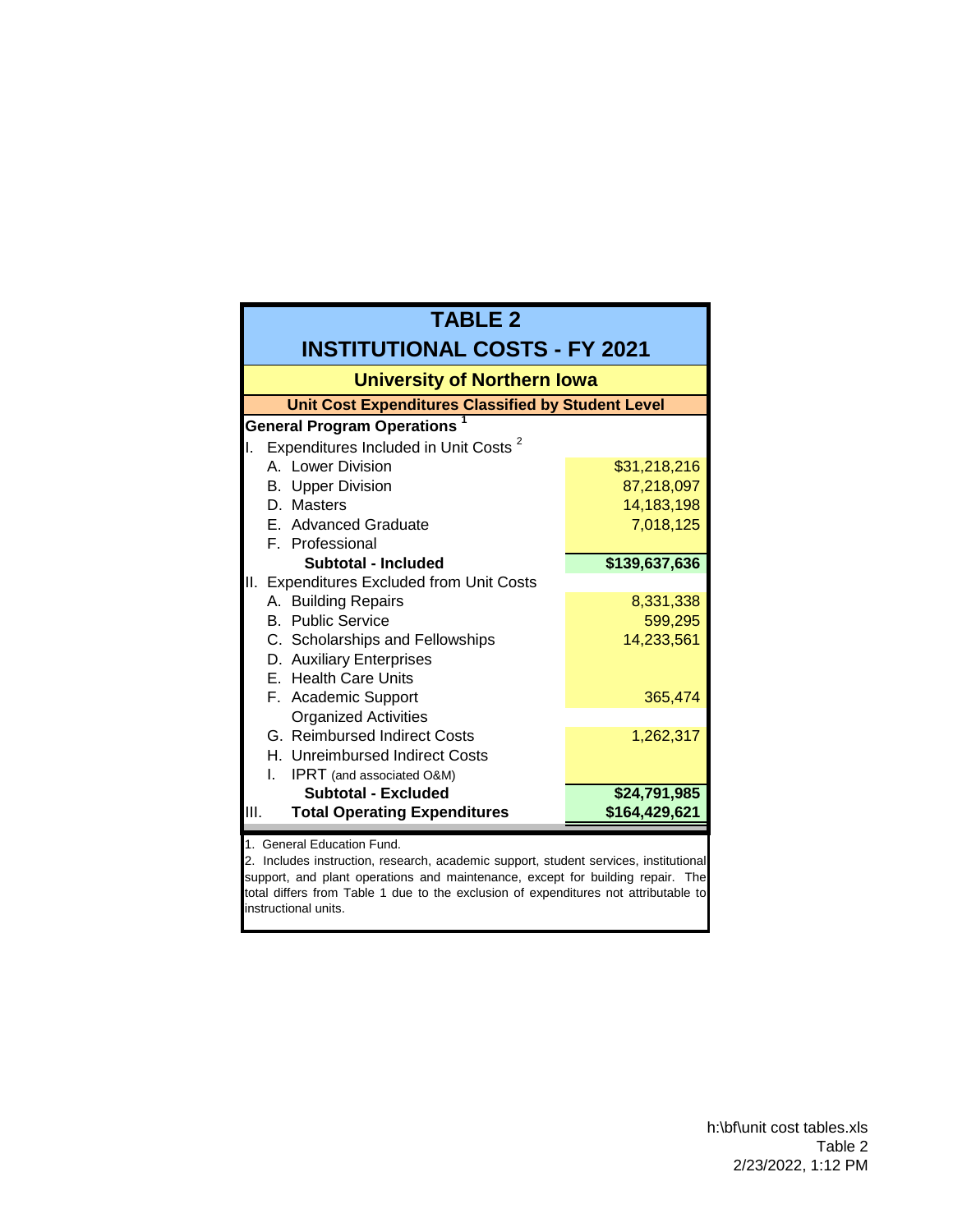# TABLE 2

## INSTITUTIONAL COSTS - FY 2021

### University of Northern Iowa

**Unit Cost Expenditures Classified by Student Level**

| General Program Operations [1] | |
|---|---|
| I. Expenditures Included in Unit Costs [2] | |
| A. Lower Division | $31,218,216 |
| B. Upper Division | 87,218,097 |
| D. Masters | 14,183,198 |
| E. Advanced Graduate | 7,018,125 |
| F. Professional | |
| **Subtotal - Included** | **$139,637,636** |
| II. Expenditures Excluded from Unit Costs | |
| A. Building Repairs | 8,331,338 |
| B. Public Service | 599,295 |
| C. Scholarships and Fellowships | 14,233,561 |
| D. Auxiliary Enterprises | |
| E. Health Care Units | |
| F. Academic Support Organized Activities | 365,474 |
| G. Reimbursed Indirect Costs | 1,262,317 |
| H. Unreimbursed Indirect Costs | |
| I. IPRT (and associated O&M) | |
| **Subtotal - Excluded** | **$24,791,985** |
| III. **Total Operating Expenditures** | **$164,429,621** |

1. General Education Fund.
2. Includes instruction, research, academic support, student services, institutional support, and plant operations and maintenance, except for building repair. The total differs from Table 1 due to the exclusion of expenditures not attributable to instructional units.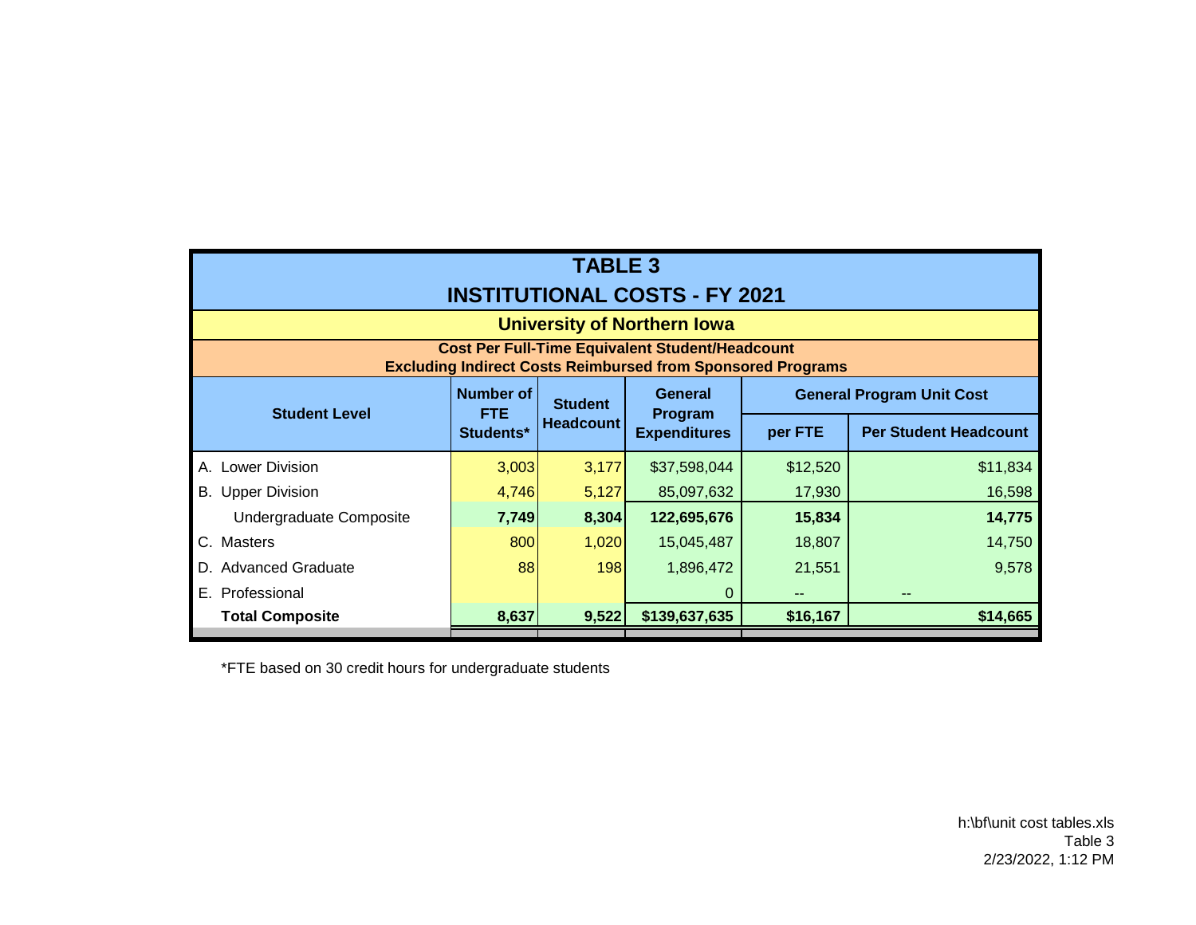# TABLE 3

## INSTITUTIONAL COSTS - FY 2021

### University of Northern Iowa

**Cost Per Full-Time Equivalent Student/Headcount**
**Excluding Indirect Costs Reimbursed from Sponsored Programs**

| Student Level | Number of FTE Students* | Student Headcount | General Program Expenditures | General Program Unit Cost | |
|---|---|---|---|---|---|
| | | | | per FTE | Per Student Headcount |
| A. Lower Division | 3,003 | 3,177 | $37,598,044 | $12,520 | $11,834 |
| B. Upper Division | 4,746 | 5,127 | 85,097,632 | 17,930 | 16,598 |
| Undergraduate Composite | **7,749** | **8,304** | **122,695,676** | **15,834** | **14,775** |
| C. Masters | 800 | 1,020 | 15,045,487 | 18,807 | 14,750 |
| D. Advanced Graduate | 88 | 198 | 1,896,472 | 21,551 | 9,578 |
| E. Professional | | | 0 | -- | -- |
| **Total Composite** | **8,637** | **9,522** | **$139,637,635** | **$16,167** | **$14,665** |

*FTE based on 30 credit hours for undergraduate students

h:\bf\unit cost tables.xls
Table 3
2/23/2022, 1:12 PM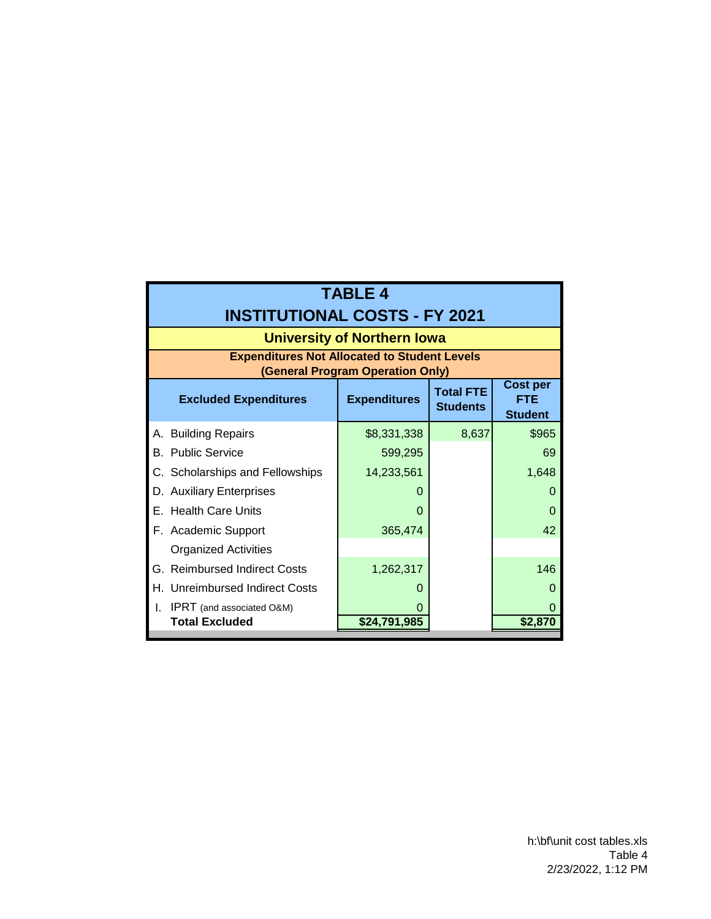# TABLE 4
# INSTITUTIONAL COSTS - FY 2021

## University of Northern Iowa

### Expenditures Not Allocated to Student Levels (General Program Operation Only)

| Excluded Expenditures | Expenditures | Total FTE Students | Cost per FTE Student |
|---|---|---|---|
| A. Building Repairs | $8,331,338 | 8,637 | $965 |
| B. Public Service | 599,295 | | 69 |
| C. Scholarships and Fellowships | 14,233,561 | | 1,648 |
| D. Auxiliary Enterprises | 0 | | 0 |
| E. Health Care Units | 0 | | 0 |
| F. Academic Support | 365,474 | | 42 |
| Organized Activities | | | |
| G. Reimbursed Indirect Costs | 1,262,317 | | 146 |
| H. Unreimbursed Indirect Costs | 0 | | 0 |
| I. IPRT (and associated O&M) | 0 | | 0 |
| **Total Excluded** | **$24,791,985** | | **$2,870** |

h:\bf\unit cost tables.xls
Table 4
2/23/2022, 1:12 PM